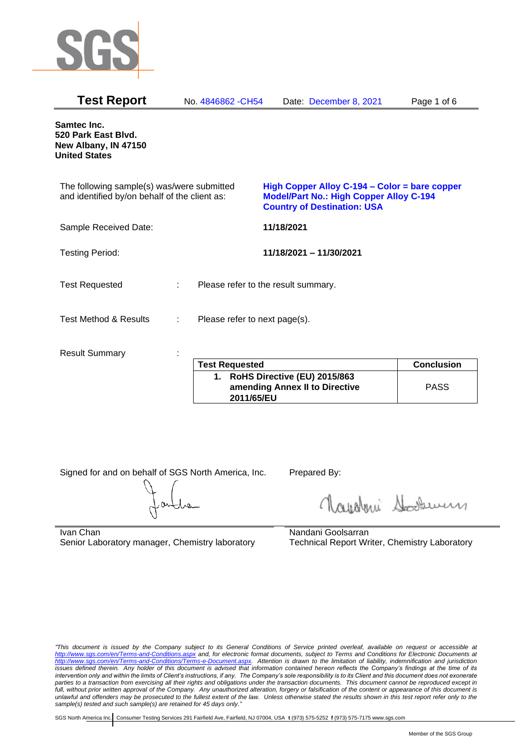# Test Report

No. 4846862 -CH54 Date: December 8, 2021

**Samtec Inc.**
**520 Park East Blvd.**
**New Albany, IN 47150**
**United States**

The following sample(s) was/were submitted and identified by/on behalf of the client as: **High Copper Alloy C-194 – Color = bare copper**
**Model/Part No.: High Copper Alloy C-194**
**Country of Destination: USA**

Sample Received Date: **11/18/2021**

Testing Period: **11/18/2021 – 11/30/2021**

Test Requested : Please refer to the result summary.

Test Method & Results : Please refer to next page(s).

Result Summary :

| Test Requested | Conclusion |
|---|---|
| **1. RoHS Directive (EU) 2015/863 amending Annex II to Directive 2011/65/EU** | PASS |

Signed for and on behalf of SGS North America, Inc.

Ivan Chan
Senior Laboratory manager, Chemistry laboratory

Prepared By:

Nandani Goolsarran
Technical Report Writer, Chemistry Laboratory

*"This document is issued by the Company subject to its General Conditions of Service printed overleaf, available on request or accessible at http://www.sgs.com/en/Terms-and-Conditions.aspx and, for electronic format documents, subject to Terms and Conditions for Electronic Documents at http://www.sgs.com/en/Terms-and-Conditions/Terms-e-Document.aspx. Attention is drawn to the limitation of liability, indemnification and jurisdiction issues defined therein. Any holder of this document is advised that information contained hereon reflects the Company's findings at the time of its intervention only and within the limits of Client's instructions, if any. The Company's sole responsibility is to its Client and this document does not exonerate parties to a transaction from exercising all their rights and obligations under the transaction documents. This document cannot be reproduced except in full, without prior written approval of the Company. Any unauthorized alteration, forgery or falsification of the content or appearance of this document is unlawful and offenders may be prosecuted to the fullest extent of the law. Unless otherwise stated the results shown in this test report refer only to the sample(s) tested and such sample(s) are retained for 45 days only."*

SGS North America Inc. | Consumer Testing Services 291 Fairfield Ave, Fairfield, NJ 07004, USA **t** (973) 575-5252 **f** (973) 575-7175 www.sgs.com

Member of the SGS Group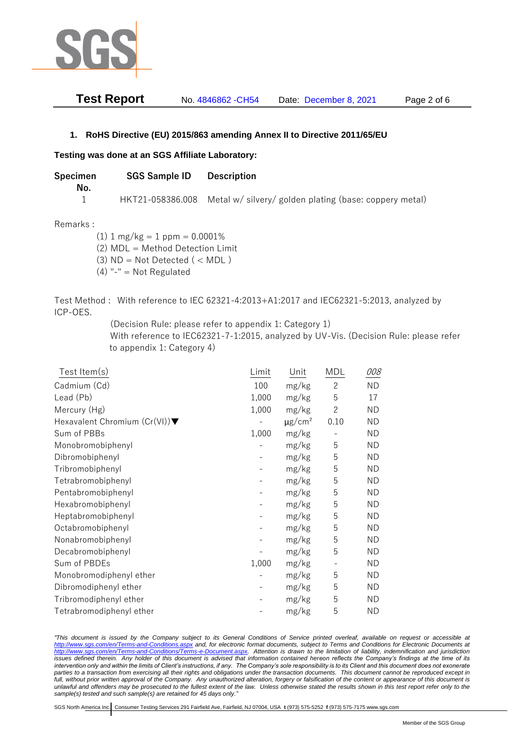## 1. RoHS Directive (EU) 2015/863 amending Annex II to Directive 2011/65/EU

**Testing was done at an SGS Affiliate Laboratory:**

| Specimen No. | SGS Sample ID | Description |
|---|---|---|
| 1 | HKT21-058386.008 | Metal w/ silvery/ golden plating (base: coppery metal) |

Remarks :

(1) 1 mg/kg = 1 ppm = 0.0001%
(2) MDL = Method Detection Limit
(3) ND = Not Detected ( < MDL )
(4) "-" = Not Regulated

Test Method : With reference to IEC 62321-4:2013+A1:2017 and IEC62321-5:2013, analyzed by ICP-OES.
(Decision Rule: please refer to appendix 1: Category 1)
With reference to IEC62321-7-1:2015, analyzed by UV-Vis. (Decision Rule: please refer to appendix 1: Category 4)

| Test Item(s) | Limit | Unit | MDL | 008 |
|---|---|---|---|---|
| Cadmium (Cd) | 100 | mg/kg | 2 | ND |
| Lead (Pb) | 1,000 | mg/kg | 5 | 17 |
| Mercury (Hg) | 1,000 | mg/kg | 2 | ND |
| Hexavalent Chromium (Cr(VI))▼ | - | μg/cm² | 0.10 | ND |
| Sum of PBBs | 1,000 | mg/kg | - | ND |
| Monobromobiphenyl | - | mg/kg | 5 | ND |
| Dibromobiphenyl | - | mg/kg | 5 | ND |
| Tribromobiphenyl | - | mg/kg | 5 | ND |
| Tetrabromobiphenyl | - | mg/kg | 5 | ND |
| Pentabromobiphenyl | - | mg/kg | 5 | ND |
| Hexabromobiphenyl | - | mg/kg | 5 | ND |
| Heptabromobiphenyl | - | mg/kg | 5 | ND |
| Octabromobiphenyl | - | mg/kg | 5 | ND |
| Nonabromobiphenyl | - | mg/kg | 5 | ND |
| Decabromobiphenyl | - | mg/kg | 5 | ND |
| Sum of PBDEs | 1,000 | mg/kg | - | ND |
| Monobromodiphenyl ether | - | mg/kg | 5 | ND |
| Dibromodiphenyl ether | - | mg/kg | 5 | ND |
| Tribromodiphenyl ether | - | mg/kg | 5 | ND |
| Tetrabromodiphenyl ether | - | mg/kg | 5 | ND |

*"This document is issued by the Company subject to its General Conditions of Service printed overleaf, available on request or accessible at http://www.sgs.com/en/Terms-and-Conditions.aspx and, for electronic format documents, subject to Terms and Conditions for Electronic Documents at http://www.sgs.com/en/Terms-and-Conditions/Terms-e-Document.aspx. Attention is drawn to the limitation of liability, indemnification and jurisdiction issues defined therein. Any holder of this document is advised that information contained hereon reflects the Company's findings at the time of its intervention only and within the limits of Client's instructions, if any. The Company's sole responsibility is to its Client and this document does not exonerate parties to a transaction from exercising all their rights and obligations under the transaction documents. This document cannot be reproduced except in full, without prior written approval of the Company. Any unauthorized alteration, forgery or falsification of the content or appearance of this document is unlawful and offenders may be prosecuted to the fullest extent of the law. Unless otherwise stated the results shown in this test report refer only to the sample(s) tested and such sample(s) are retained for 45 days only."*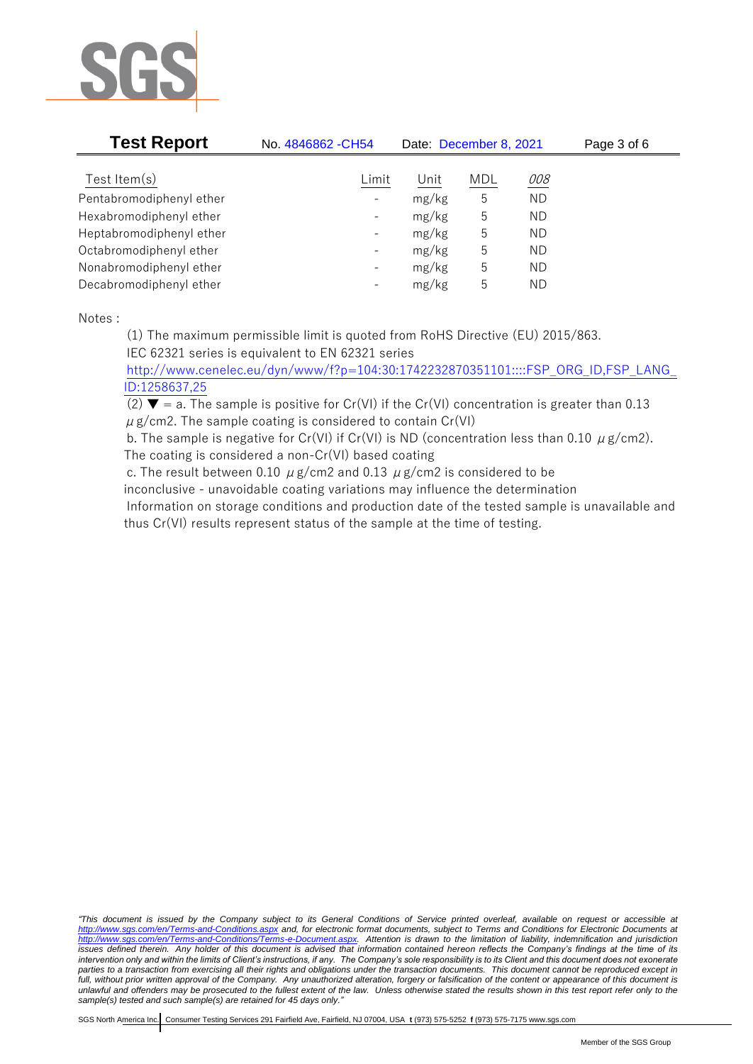| Test Item(s) | Limit | Unit | MDL | 008 |
|---|---|---|---|---|
| Pentabromodiphenyl ether | - | mg/kg | 5 | ND |
| Hexabromodiphenyl ether | - | mg/kg | 5 | ND |
| Heptabromodiphenyl ether | - | mg/kg | 5 | ND |
| Octabromodiphenyl ether | - | mg/kg | 5 | ND |
| Nonabromodiphenyl ether | - | mg/kg | 5 | ND |
| Decabromodiphenyl ether | - | mg/kg | 5 | ND |

Notes :

(1) The maximum permissible limit is quoted from RoHS Directive (EU) 2015/863.
IEC 62321 series is equivalent to EN 62321 series
http://www.cenelec.eu/dyn/www/f?p=104:30:1742232870351101::::FSP_ORG_ID,FSP_LANG_ID:1258637,25

(2) ▼ = a. The sample is positive for Cr(VI) if the Cr(VI) concentration is greater than 0.13 $\mu$g/cm2. The sample coating is considered to contain Cr(VI)
b. The sample is negative for Cr(VI) if Cr(VI) is ND (concentration less than 0.10 $\mu$g/cm2). The coating is considered a non-Cr(VI) based coating
c. The result between 0.10 $\mu$g/cm2 and 0.13 $\mu$g/cm2 is considered to be inconclusive - unavoidable coating variations may influence the determination
Information on storage conditions and production date of the tested sample is unavailable and thus Cr(VI) results represent status of the sample at the time of testing.

*"This document is issued by the Company subject to its General Conditions of Service printed overleaf, available on request or accessible at http://www.sgs.com/en/Terms-and-Conditions.aspx and, for electronic format documents, subject to Terms and Conditions for Electronic Documents at http://www.sgs.com/en/Terms-and-Conditions/Terms-e-Document.aspx. Attention is drawn to the limitation of liability, indemnification and jurisdiction issues defined therein. Any holder of this document is advised that information contained hereon reflects the Company's findings at the time of its intervention only and within the limits of Client's instructions, if any. The Company's sole responsibility is to its Client and this document does not exonerate parties to a transaction from exercising all their rights and obligations under the transaction documents. This document cannot be reproduced except in full, without prior written approval of the Company. Any unauthorized alteration, forgery or falsification of the content or appearance of this document is unlawful and offenders may be prosecuted to the fullest extent of the law. Unless otherwise stated the results shown in this test report refer only to the sample(s) tested and such sample(s) are retained for 45 days only."*

SGS North America Inc. | Consumer Testing Services 291 Fairfield Ave, Fairfield, NJ 07004, USA t (973) 575-5252 f (973) 575-7175 www.sgs.com

Member of the SGS Group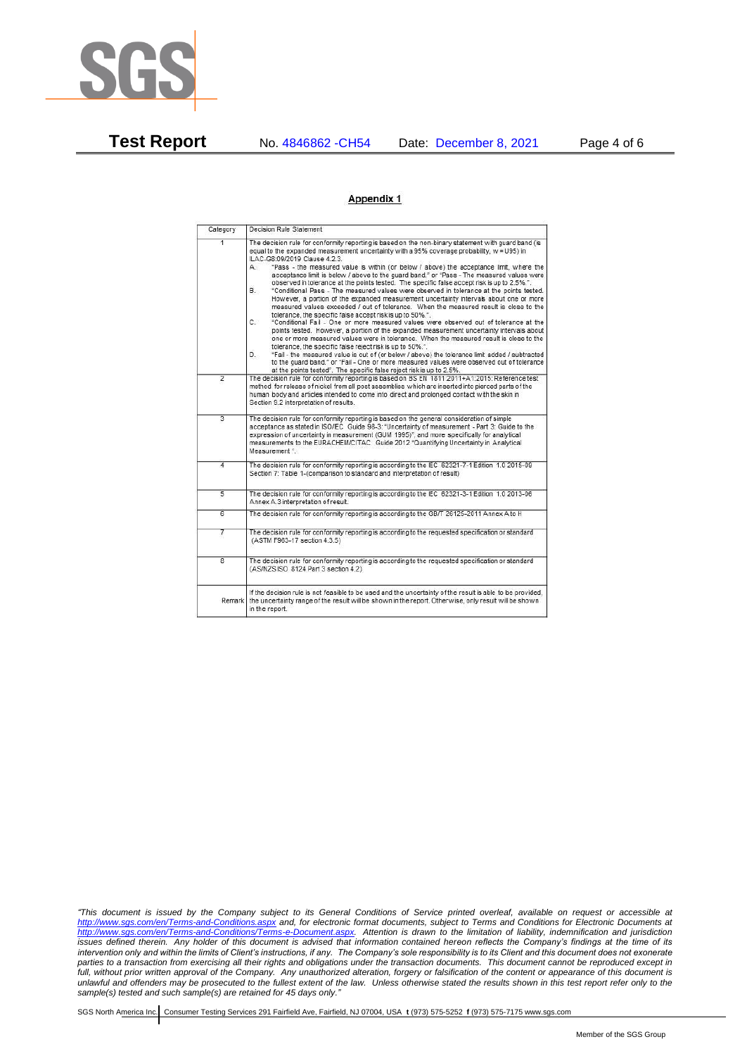## Appendix 1

| Category | Decision Rule Statement |
|---|---|
| 1 | The decision rule for conformity reporting is based on the non-binary statement with guard band (is equal to the expanded measurement uncertainty with a 95% coverage probability, w = U95) in ILAC-G8:09/2019 Clause 4.2.3.<br>A. "Pass - the measured value is within (or below / above) the acceptance limit, where the acceptance limit is below / above to the guard band." or "Pass - The measured values were observed in tolerance at the points tested. The specific false accept risk is up to 2.5%.".<br>B. "Conditional Pass - The measured values were observed in tolerance at the points tested. However, a portion of the expanded measurement uncertainty intervals about one or more measured values exceeded / out of tolerance. When the measured result is close to the tolerance, the specific false accept risk is up to 50%.".<br>C. "Conditional Fail - One or more measured values were observed out of tolerance at the points tested. However, a portion of the expanded measurement uncertainty intervals about one or more measured values were in tolerance. When the measured result is close to the tolerance, the specific false reject risk is up to 50%.".<br>D. "Fail - the measured value is out of (or below / above) the tolerance limit added / subtracted to the guard band." or "Fail - One or more measured values were observed out of tolerance at the points tested". The specific false reject risk is up to 2.5%. |
| 2 | The decision rule for conformity reporting is based on BS EN 1811:2011+A1:2015: Reference test method for release of nickel from all post assemblies which are inserted into pierced parts of the human body and articles intended to come into direct and prolonged contact with the skin in Section 9.2 interpretation of results. |
| 3 | The decision rule for conformity reporting is based on the general consideration of simple acceptance as stated in ISO/IEC Guide 98-3: "Uncertainty of measurement - Part 3: Guide to the expression of uncertainty in measurement (GUM 1995)", and more specifically for analytical measurements to the EURACHEM/CITAC Guide 2012 "Quantifying Uncertainty in Analytical Measurement ". |
| 4 | The decision rule for conformity reporting is according to the IEC 62321-7-1 Edition 1.0 2015-09 Section 7: Table 1-(comparison to standard and interpretation of result) |
| 5 | The decision rule for conformity reporting is according to the IEC 62321-3-1 Edition 1.0 2013-06 Annex A.3 interpretation of result. |
| 6 | The decision rule for conformity reporting is according to the GB/T 26125-2011 Annex A to H |
| 7 | The decision rule for conformity reporting is according to the requested specification or standard (ASTM F963-17 section 4.3.5) |
| 8 | The decision rule for conformity reporting is according to the requested specification or standard (AS/NZS ISO 8124 Part 3 section 4.2) |
| Remark | If the decision rule is not feasible to be used and the uncertainty of the result is able to be provided, the uncertainty range of the result will be shown in the report. Otherwise, only result will be shown in the report. |

*"This document is issued by the Company subject to its General Conditions of Service printed overleaf, available on request or accessible at http://www.sgs.com/en/Terms-and-Conditions.aspx and, for electronic format documents, subject to Terms and Conditions for Electronic Documents at http://www.sgs.com/en/Terms-and-Conditions/Terms-e-Document.aspx. Attention is drawn to the limitation of liability, indemnification and jurisdiction issues defined therein. Any holder of this document is advised that information contained hereon reflects the Company's findings at the time of its intervention only and within the limits of Client's instructions, if any. The Company's sole responsibility is to its Client and this document does not exonerate parties to a transaction from exercising all their rights and obligations under the transaction documents. This document cannot be reproduced except in full, without prior written approval of the Company. Any unauthorized alteration, forgery or falsification of the content or appearance of this document is unlawful and offenders may be prosecuted to the fullest extent of the law. Unless otherwise stated the results shown in this test report refer only to the sample(s) tested and such sample(s) are retained for 45 days only."*

SGS North America Inc. | Consumer Testing Services 291 Fairfield Ave, Fairfield, NJ 07004, USA **t** (973) 575-5252 **f** (973) 575-7175 www.sgs.com

Member of the SGS Group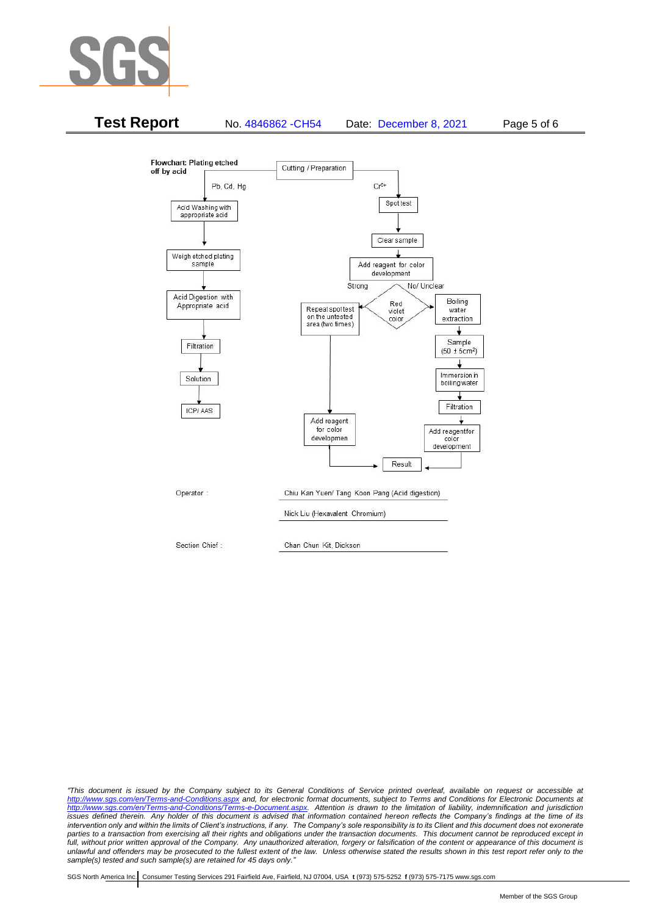**Flowchart: Plating etched off by acid**

Cutting / Preparation

**Pb, Cd, Hg:**

Acid Washing with appropriate acid → Weigh etched plating sample → Acid Digestion with Appropriate acid → Filtration → Solution → ICP/ AAS

**$Cr^{6+}$:**

Spot test → Clear sample → Add reagent for color development → Red violet color

- Strong → Repeat spot test on the untested area (two times) → Add reagent for color developmen → Result
- No/ Unclear → Boiling water extraction → Sample (50 ± 5cm$^2$) → Immersion in boiling water → Filtration → Add reagent for color development → Result

Operator : Chiu Kan Yuen/ Tang Koon Pang (Acid digestion)

Nick Liu (Hexavalent Chromium)

Section Chief : Chan Chun Kit, Dickson

*"This document is issued by the Company subject to its General Conditions of Service printed overleaf, available on request or accessible at http://www.sgs.com/en/Terms-and-Conditions.aspx and, for electronic format documents, subject to Terms and Conditions for Electronic Documents at http://www.sgs.com/en/Terms-and-Conditions/Terms-e-Document.aspx. Attention is drawn to the limitation of liability, indemnification and jurisdiction issues defined therein. Any holder of this document is advised that information contained hereon reflects the Company's findings at the time of its intervention only and within the limits of Client's instructions, if any. The Company's sole responsibility is to its Client and this document does not exonerate parties to a transaction from exercising all their rights and obligations under the transaction documents. This document cannot be reproduced except in full, without prior written approval of the Company. Any unauthorized alteration, forgery or falsification of the content or appearance of this document is unlawful and offenders may be prosecuted to the fullest extent of the law. Unless otherwise stated the results shown in this test report refer only to the sample(s) tested and such sample(s) are retained for 45 days only."*

SGS North America Inc. | Consumer Testing Services 291 Fairfield Ave, Fairfield, NJ 07004, USA **t** (973) 575-5252 **f** (973) 575-7175 www.sgs.com

Member of the SGS Group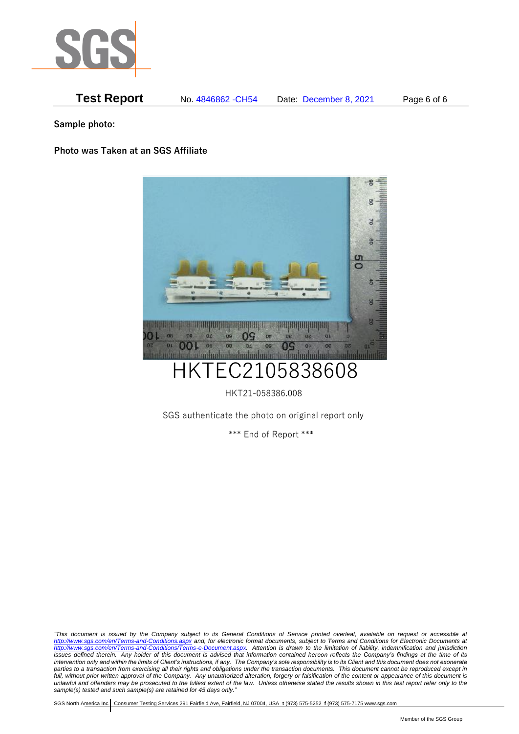**Test Report** No. 4846862 -CH54 Date: December 8, 2021

**Sample photo:**

**Photo was Taken at an SGS Affiliate**

HKTEC2105838608

HKT21-058386.008

SGS authenticate the photo on original report only

*** End of Report ***

*"This document is issued by the Company subject to its General Conditions of Service printed overleaf, available on request or accessible at http://www.sgs.com/en/Terms-and-Conditions.aspx and, for electronic format documents, subject to Terms and Conditions for Electronic Documents at http://www.sgs.com/en/Terms-and-Conditions/Terms-e-Document.aspx. Attention is drawn to the limitation of liability, indemnification and jurisdiction issues defined therein. Any holder of this document is advised that information contained hereon reflects the Company's findings at the time of its intervention only and within the limits of Client's instructions, if any. The Company's sole responsibility is to its Client and this document does not exonerate parties to a transaction from exercising all their rights and obligations under the transaction documents. This document cannot be reproduced except in full, without prior written approval of the Company. Any unauthorized alteration, forgery or falsification of the content or appearance of this document is unlawful and offenders may be prosecuted to the fullest extent of the law. Unless otherwise stated the results shown in this test report refer only to the sample(s) tested and such sample(s) are retained for 45 days only."*

SGS North America Inc. | Consumer Testing Services 291 Fairfield Ave, Fairfield, NJ 07004, USA **t** (973) 575-5252 **f** (973) 575-7175 www.sgs.com

Member of the SGS Group